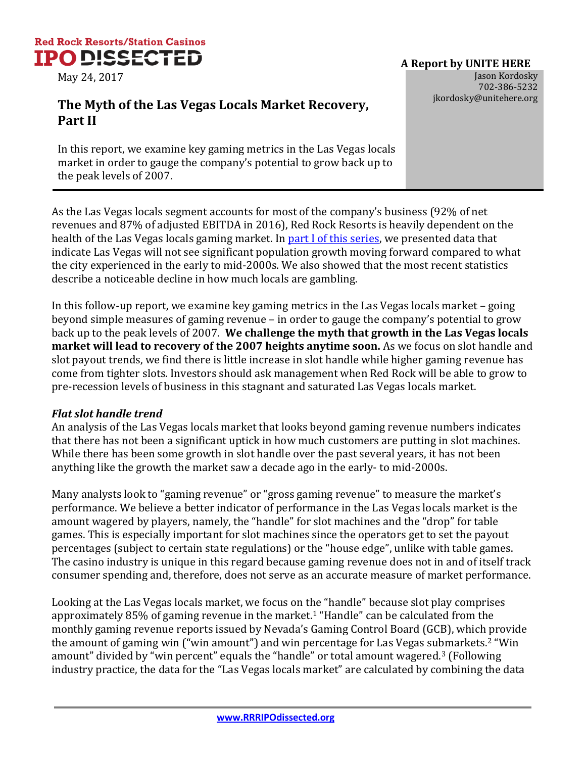Red Rock Resorts/Station Casinos

# IPO DISSECTED

May 24, 2017

**A Report by UNITE HERE**

Jason Kordosky
702-386-5232
jkordosky@unitehere.org

## The Myth of the Las Vegas Locals Market Recovery, Part II

In this report, we examine key gaming metrics in the Las Vegas locals market in order to gauge the company's potential to grow back up to the peak levels of 2007.

---

As the Las Vegas locals segment accounts for most of the company's business (92% of net revenues and 87% of adjusted EBITDA in 2016), Red Rock Resorts is heavily dependent on the health of the Las Vegas locals gaming market. In part I of this series, we presented data that indicate Las Vegas will not see significant population growth moving forward compared to what the city experienced in the early to mid-2000s. We also showed that the most recent statistics describe a noticeable decline in how much locals are gambling.

In this follow-up report, we examine key gaming metrics in the Las Vegas locals market – going beyond simple measures of gaming revenue – in order to gauge the company's potential to grow back up to the peak levels of 2007. **We challenge the myth that growth in the Las Vegas locals market will lead to recovery of the 2007 heights anytime soon.** As we focus on slot handle and slot payout trends, we find there is little increase in slot handle while higher gaming revenue has come from tighter slots. Investors should ask management when Red Rock will be able to grow to pre-recession levels of business in this stagnant and saturated Las Vegas locals market.

### *Flat slot handle trend*

An analysis of the Las Vegas locals market that looks beyond gaming revenue numbers indicates that there has not been a significant uptick in how much customers are putting in slot machines. While there has been some growth in slot handle over the past several years, it has not been anything like the growth the market saw a decade ago in the early- to mid-2000s.

Many analysts look to "gaming revenue" or "gross gaming revenue" to measure the market's performance. We believe a better indicator of performance in the Las Vegas locals market is the amount wagered by players, namely, the "handle" for slot machines and the "drop" for table games. This is especially important for slot machines since the operators get to set the payout percentages (subject to certain state regulations) or the "house edge", unlike with table games. The casino industry is unique in this regard because gaming revenue does not in and of itself track consumer spending and, therefore, does not serve as an accurate measure of market performance.

Looking at the Las Vegas locals market, we focus on the "handle" because slot play comprises approximately 85% of gaming revenue in the market.[1] "Handle" can be calculated from the monthly gaming revenue reports issued by Nevada's Gaming Control Board (GCB), which provide the amount of gaming win ("win amount") and win percentage for Las Vegas submarkets.[2] "Win amount" divided by "win percent" equals the "handle" or total amount wagered.[3] (Following industry practice, the data for the "Las Vegas locals market" are calculated by combining the data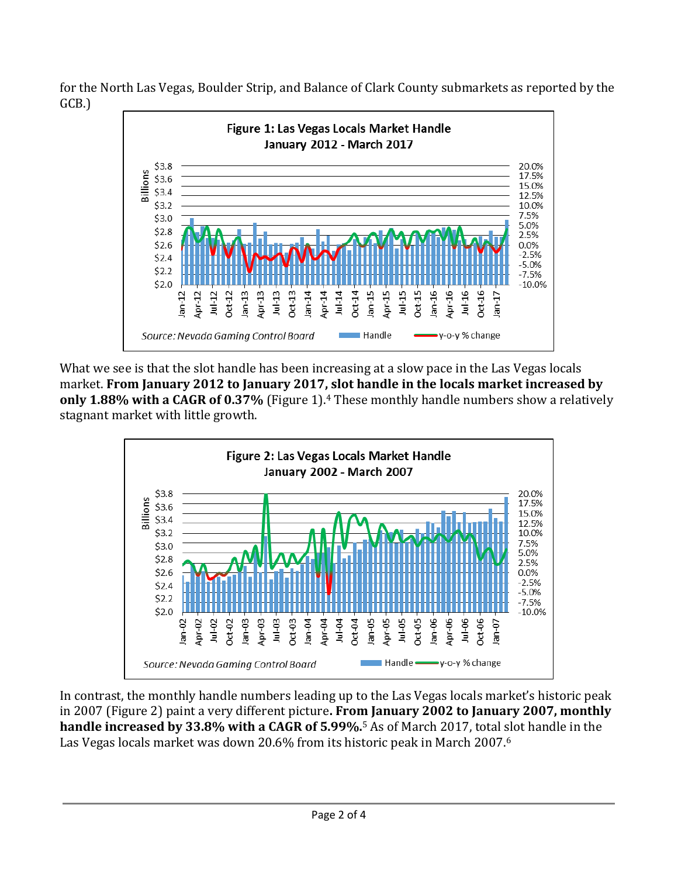for the North Las Vegas, Boulder Strip, and Balance of Clark County submarkets as reported by the GCB.)

What we see is that the slot handle has been increasing at a slow pace in the Las Vegas locals market. **From January 2012 to January 2017, slot handle in the locals market increased by only 1.88% with a CAGR of 0.37%** (Figure 1).[4] These monthly handle numbers show a relatively stagnant market with little growth.

In contrast, the monthly handle numbers leading up to the Las Vegas locals market's historic peak in 2007 (Figure 2) paint a very different picture**. From January 2002 to January 2007, monthly handle increased by 33.8% with a CAGR of 5.99%.**[5] As of March 2017, total slot handle in the Las Vegas locals market was down 20.6% from its historic peak in March 2007.[6]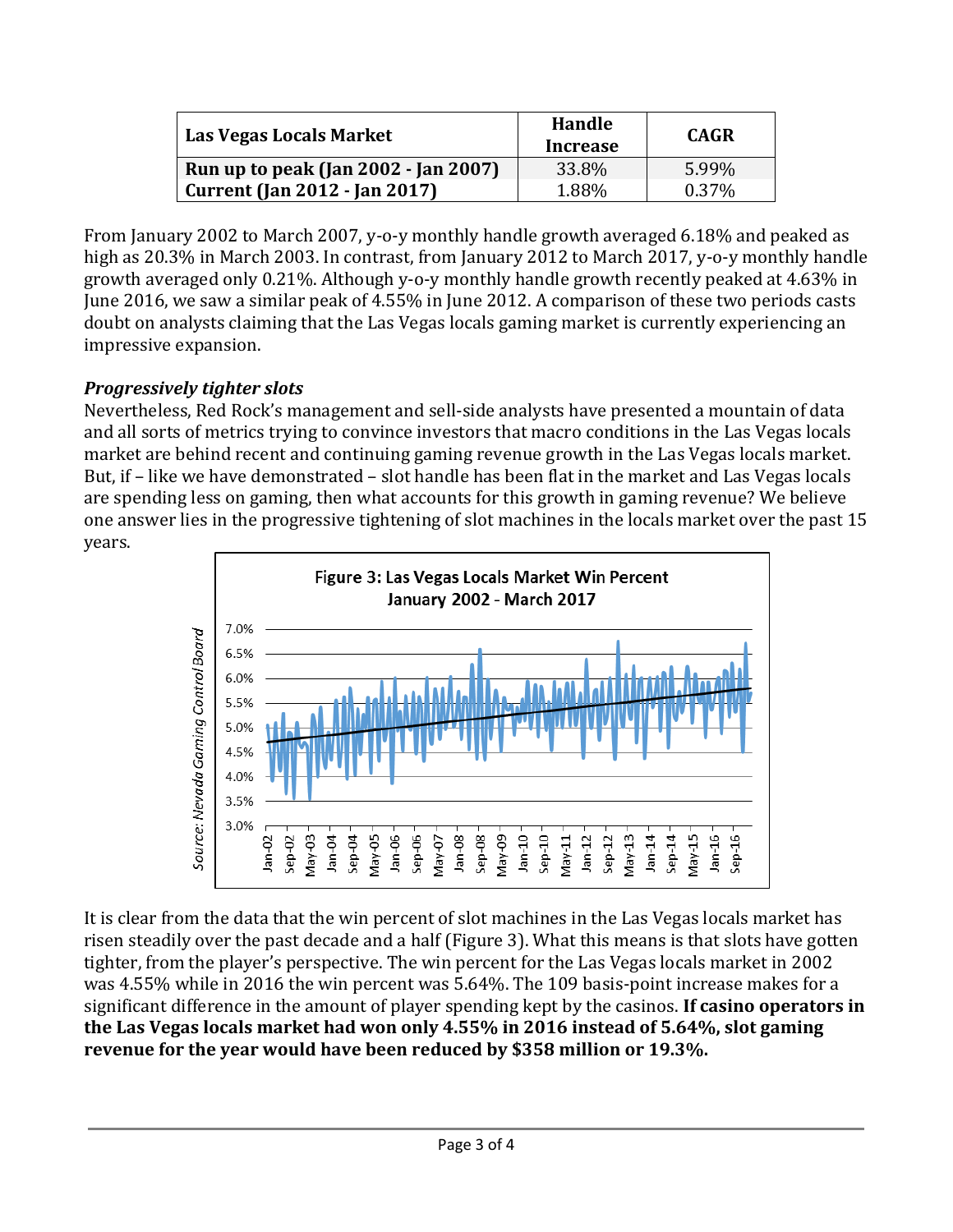| Las Vegas Locals Market | Handle Increase | CAGR |
|---|---|---|
| **Run up to peak (Jan 2002 - Jan 2007)** | 33.8% | 5.99% |
| **Current (Jan 2012 - Jan 2017)** | 1.88% | 0.37% |

From January 2002 to March 2007, y-o-y monthly handle growth averaged 6.18% and peaked as high as 20.3% in March 2003. In contrast, from January 2012 to March 2017, y-o-y monthly handle growth averaged only 0.21%. Although y-o-y monthly handle growth recently peaked at 4.63% in June 2016, we saw a similar peak of 4.55% in June 2012. A comparison of these two periods casts doubt on analysts claiming that the Las Vegas locals gaming market is currently experiencing an impressive expansion.

### *Progressively tighter slots*

Nevertheless, Red Rock's management and sell-side analysts have presented a mountain of data and all sorts of metrics trying to convince investors that macro conditions in the Las Vegas locals market are behind recent and continuing gaming revenue growth in the Las Vegas locals market. But, if – like we have demonstrated – slot handle has been flat in the market and Las Vegas locals are spending less on gaming, then what accounts for this growth in gaming revenue? We believe one answer lies in the progressive tightening of slot machines in the locals market over the past 15 years.

**Figure 3: Las Vegas Locals Market Win Percent January 2002 - March 2017**

*Source: Nevada Gaming Control Board*

It is clear from the data that the win percent of slot machines in the Las Vegas locals market has risen steadily over the past decade and a half (Figure 3). What this means is that slots have gotten tighter, from the player's perspective. The win percent for the Las Vegas locals market in 2002 was 4.55% while in 2016 the win percent was 5.64%. The 109 basis-point increase makes for a significant difference in the amount of player spending kept by the casinos. **If casino operators in the Las Vegas locals market had won only 4.55% in 2016 instead of 5.64%, slot gaming revenue for the year would have been reduced by $358 million or 19.3%.**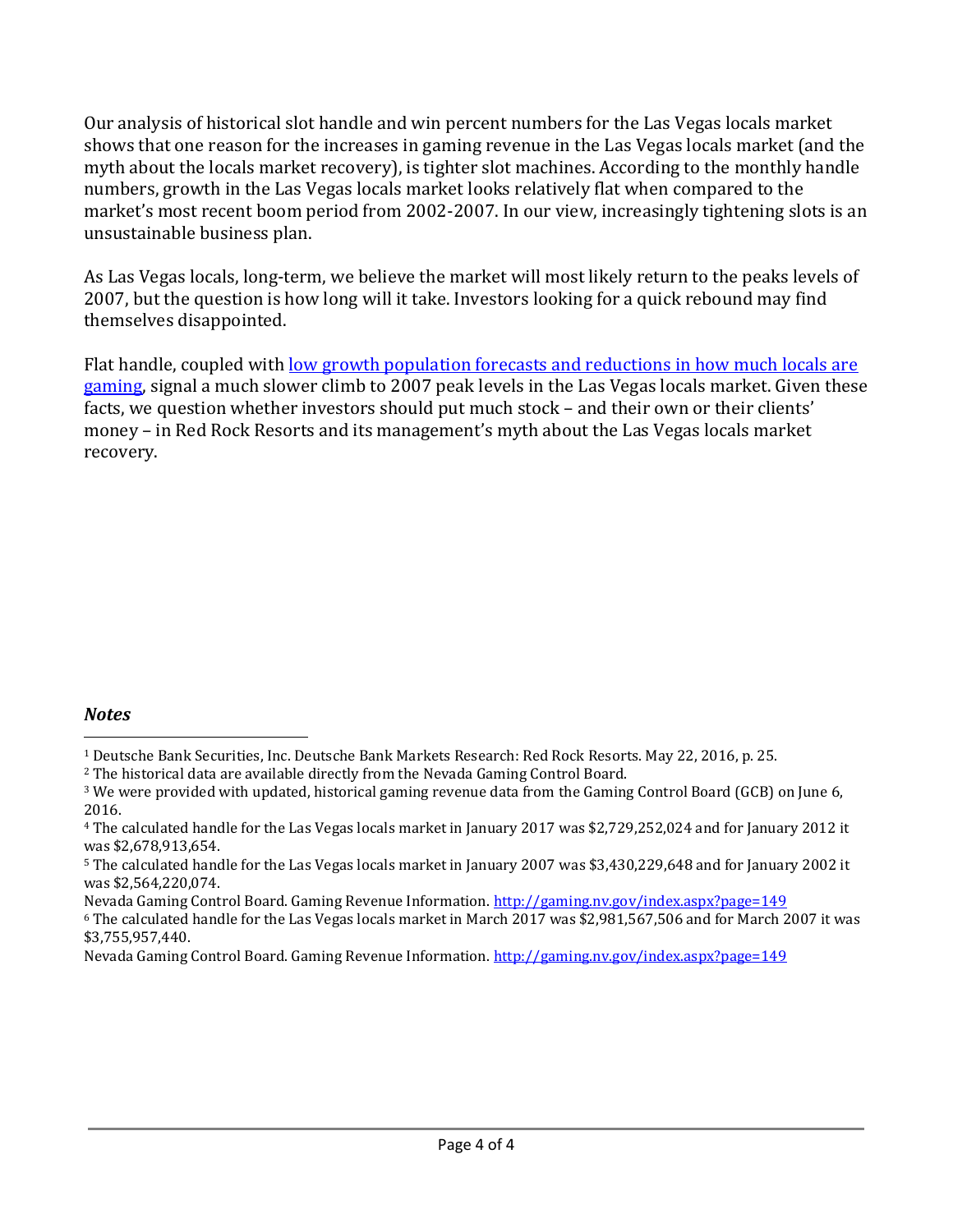Our analysis of historical slot handle and win percent numbers for the Las Vegas locals market shows that one reason for the increases in gaming revenue in the Las Vegas locals market (and the myth about the locals market recovery), is tighter slot machines. According to the monthly handle numbers, growth in the Las Vegas locals market looks relatively flat when compared to the market's most recent boom period from 2002-2007. In our view, increasingly tightening slots is an unsustainable business plan.

As Las Vegas locals, long-term, we believe the market will most likely return to the peaks levels of 2007, but the question is how long will it take. Investors looking for a quick rebound may find themselves disappointed.

Flat handle, coupled with low growth population forecasts and reductions in how much locals are gaming, signal a much slower climb to 2007 peak levels in the Las Vegas locals market. Given these facts, we question whether investors should put much stock – and their own or their clients' money – in Red Rock Resorts and its management's myth about the Las Vegas locals market recovery.

### *Notes*

[1] Deutsche Bank Securities, Inc. Deutsche Bank Markets Research: Red Rock Resorts. May 22, 2016, p. 25.

[2] The historical data are available directly from the Nevada Gaming Control Board.

[3] We were provided with updated, historical gaming revenue data from the Gaming Control Board (GCB) on June 6, 2016.

[4] The calculated handle for the Las Vegas locals market in January 2017 was $2,729,252,024 and for January 2012 it was $2,678,913,654.

[5] The calculated handle for the Las Vegas locals market in January 2007 was $3,430,229,648 and for January 2002 it was $2,564,220,074.

Nevada Gaming Control Board. Gaming Revenue Information. http://gaming.nv.gov/index.aspx?page=149

[6] The calculated handle for the Las Vegas locals market in March 2017 was $2,981,567,506 and for March 2007 it was $3,755,957,440.

Nevada Gaming Control Board. Gaming Revenue Information. http://gaming.nv.gov/index.aspx?page=149